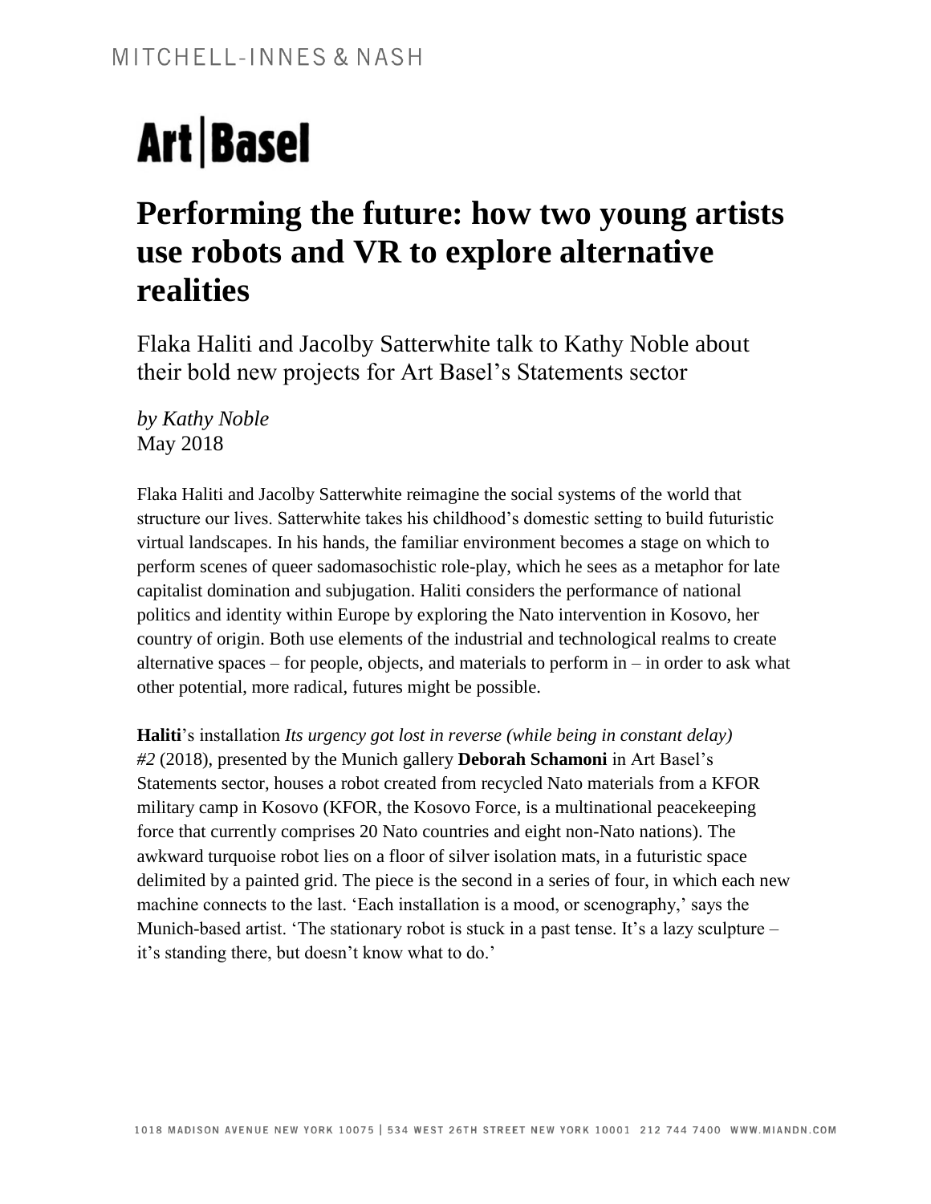MITCHELL-INNES & NASH

**Art|Basel**

# Performing the future: how two young artists use robots and VR to explore alternative realities

Flaka Haliti and Jacolby Satterwhite talk to Kathy Noble about their bold new projects for Art Basel's Statements sector

*by Kathy Noble*
May 2018

Flaka Haliti and Jacolby Satterwhite reimagine the social systems of the world that structure our lives. Satterwhite takes his childhood's domestic setting to build futuristic virtual landscapes. In his hands, the familiar environment becomes a stage on which to perform scenes of queer sadomasochistic role-play, which he sees as a metaphor for late capitalist domination and subjugation. Haliti considers the performance of national politics and identity within Europe by exploring the Nato intervention in Kosovo, her country of origin. Both use elements of the industrial and technological realms to create alternative spaces – for people, objects, and materials to perform in – in order to ask what other potential, more radical, futures might be possible.

**Haliti**'s installation *Its urgency got lost in reverse (while being in constant delay) #2* (2018), presented by the Munich gallery **Deborah Schamoni** in Art Basel's Statements sector, houses a robot created from recycled Nato materials from a KFOR military camp in Kosovo (KFOR, the Kosovo Force, is a multinational peacekeeping force that currently comprises 20 Nato countries and eight non-Nato nations). The awkward turquoise robot lies on a floor of silver isolation mats, in a futuristic space delimited by a painted grid. The piece is the second in a series of four, in which each new machine connects to the last. 'Each installation is a mood, or scenography,' says the Munich-based artist. 'The stationary robot is stuck in a past tense. It's a lazy sculpture – it's standing there, but doesn't know what to do.'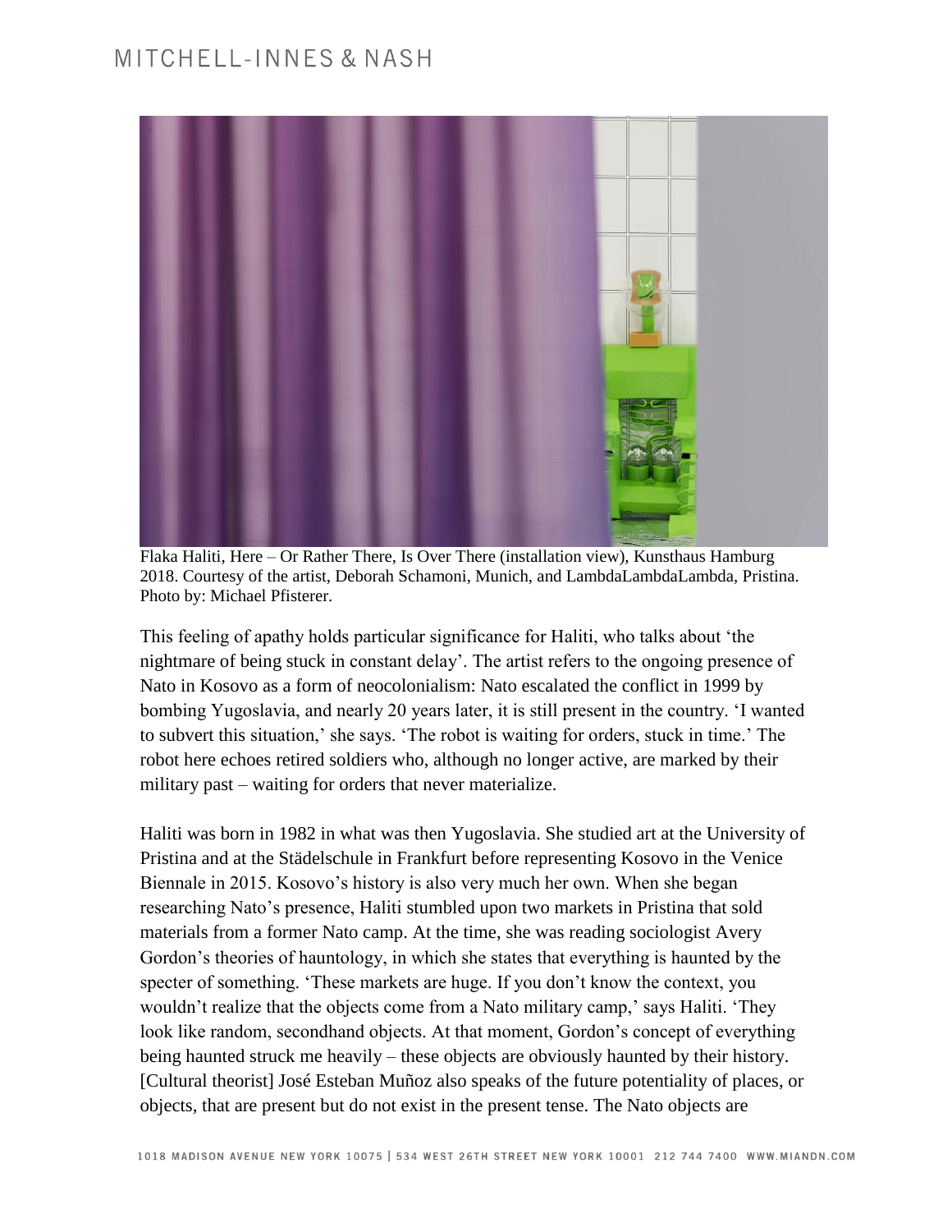Flaka Haliti, Here – Or Rather There, Is Over There (installation view), Kunsthaus Hamburg 2018. Courtesy of the artist, Deborah Schamoni, Munich, and LambdaLambdaLambda, Pristina. Photo by: Michael Pfisterer.

This feeling of apathy holds particular significance for Haliti, who talks about 'the nightmare of being stuck in constant delay'. The artist refers to the ongoing presence of Nato in Kosovo as a form of neocolonialism: Nato escalated the conflict in 1999 by bombing Yugoslavia, and nearly 20 years later, it is still present in the country. 'I wanted to subvert this situation,' she says. 'The robot is waiting for orders, stuck in time.' The robot here echoes retired soldiers who, although no longer active, are marked by their military past – waiting for orders that never materialize.

Haliti was born in 1982 in what was then Yugoslavia. She studied art at the University of Pristina and at the Städelschule in Frankfurt before representing Kosovo in the Venice Biennale in 2015. Kosovo's history is also very much her own. When she began researching Nato's presence, Haliti stumbled upon two markets in Pristina that sold materials from a former Nato camp. At the time, she was reading sociologist Avery Gordon's theories of hauntology, in which she states that everything is haunted by the specter of something. 'These markets are huge. If you don't know the context, you wouldn't realize that the objects come from a Nato military camp,' says Haliti. 'They look like random, secondhand objects. At that moment, Gordon's concept of everything being haunted struck me heavily – these objects are obviously haunted by their history. [Cultural theorist] José Esteban Muñoz also speaks of the future potentiality of places, or objects, that are present but do not exist in the present tense. The Nato objects are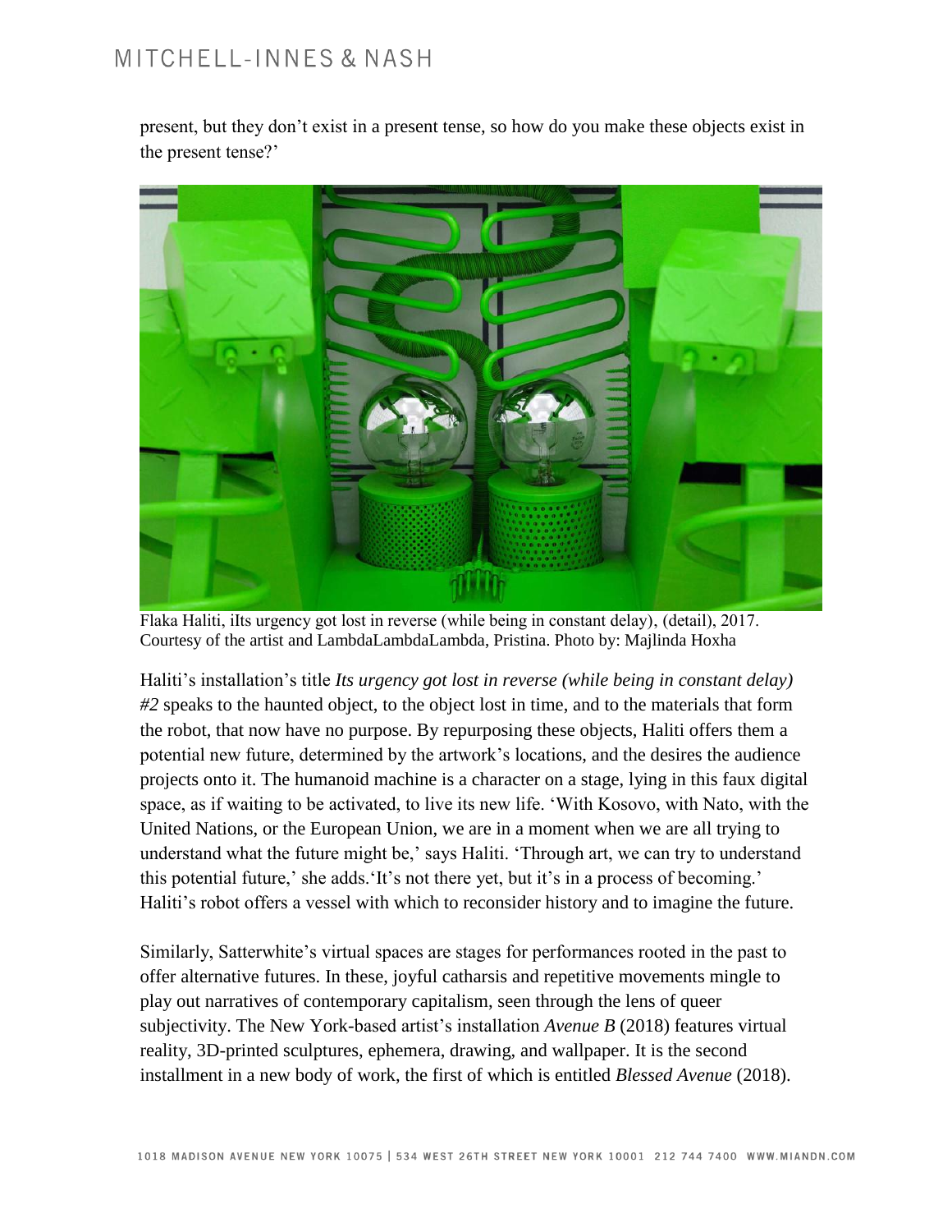present, but they don't exist in a present tense, so how do you make these objects exist in the present tense?'

Flaka Haliti, iIts urgency got lost in reverse (while being in constant delay), (detail), 2017. Courtesy of the artist and LambdaLambdaLambda, Pristina. Photo by: Majlinda Hoxha

Haliti's installation's title *Its urgency got lost in reverse (while being in constant delay) #2* speaks to the haunted object, to the object lost in time, and to the materials that form the robot, that now have no purpose. By repurposing these objects, Haliti offers them a potential new future, determined by the artwork's locations, and the desires the audience projects onto it. The humanoid machine is a character on a stage, lying in this faux digital space, as if waiting to be activated, to live its new life. 'With Kosovo, with Nato, with the United Nations, or the European Union, we are in a moment when we are all trying to understand what the future might be,' says Haliti. 'Through art, we can try to understand this potential future,' she adds.'It's not there yet, but it's in a process of becoming.' Haliti's robot offers a vessel with which to reconsider history and to imagine the future.

Similarly, Satterwhite's virtual spaces are stages for performances rooted in the past to offer alternative futures. In these, joyful catharsis and repetitive movements mingle to play out narratives of contemporary capitalism, seen through the lens of queer subjectivity. The New York-based artist's installation *Avenue B* (2018) features virtual reality, 3D-printed sculptures, ephemera, drawing, and wallpaper. It is the second installment in a new body of work, the first of which is entitled *Blessed Avenue* (2018).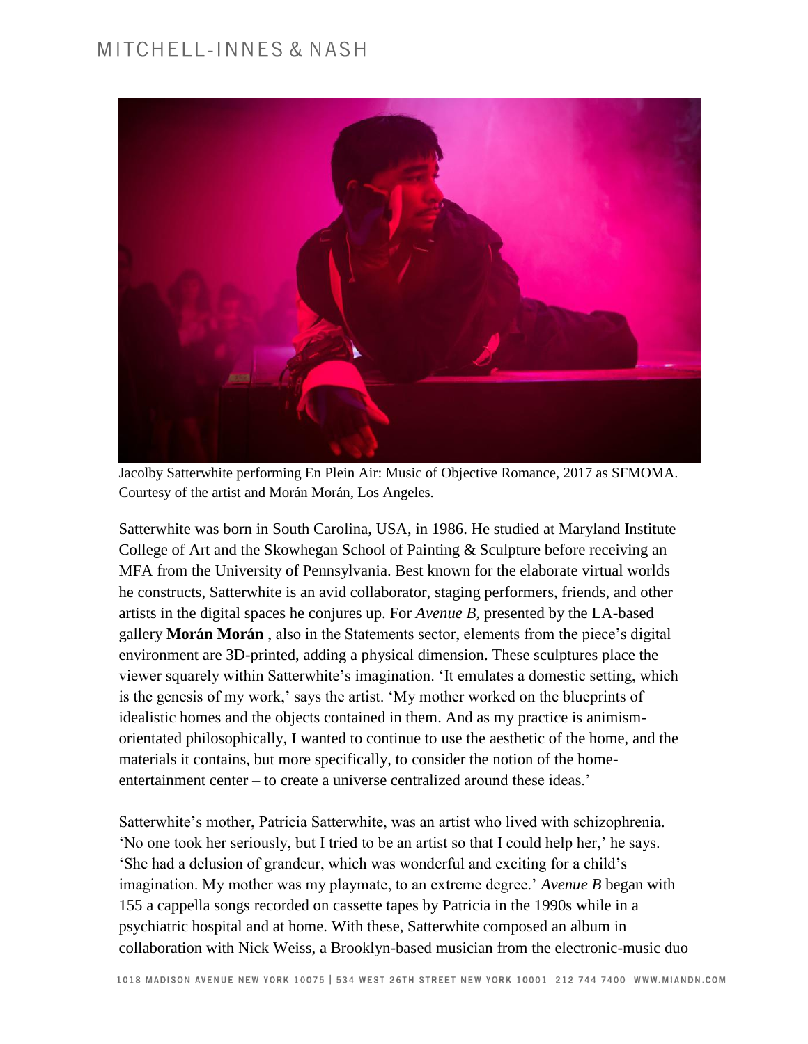Jacolby Satterwhite performing En Plein Air: Music of Objective Romance, 2017 as SFMOMA. Courtesy of the artist and Morán Morán, Los Angeles.

Satterwhite was born in South Carolina, USA, in 1986. He studied at Maryland Institute College of Art and the Skowhegan School of Painting & Sculpture before receiving an MFA from the University of Pennsylvania. Best known for the elaborate virtual worlds he constructs, Satterwhite is an avid collaborator, staging performers, friends, and other artists in the digital spaces he conjures up. For *Avenue B,* presented by the LA-based gallery **Morán Morán** , also in the Statements sector, elements from the piece's digital environment are 3D-printed, adding a physical dimension. These sculptures place the viewer squarely within Satterwhite's imagination. 'It emulates a domestic setting, which is the genesis of my work,' says the artist. 'My mother worked on the blueprints of idealistic homes and the objects contained in them. And as my practice is animism-orientated philosophically, I wanted to continue to use the aesthetic of the home, and the materials it contains, but more specifically, to consider the notion of the home-entertainment center – to create a universe centralized around these ideas.'

Satterwhite's mother, Patricia Satterwhite, was an artist who lived with schizophrenia. 'No one took her seriously, but I tried to be an artist so that I could help her,' he says. 'She had a delusion of grandeur, which was wonderful and exciting for a child's imagination. My mother was my playmate, to an extreme degree.' *Avenue B* began with 155 a cappella songs recorded on cassette tapes by Patricia in the 1990s while in a psychiatric hospital and at home. With these, Satterwhite composed an album in collaboration with Nick Weiss, a Brooklyn-based musician from the electronic-music duo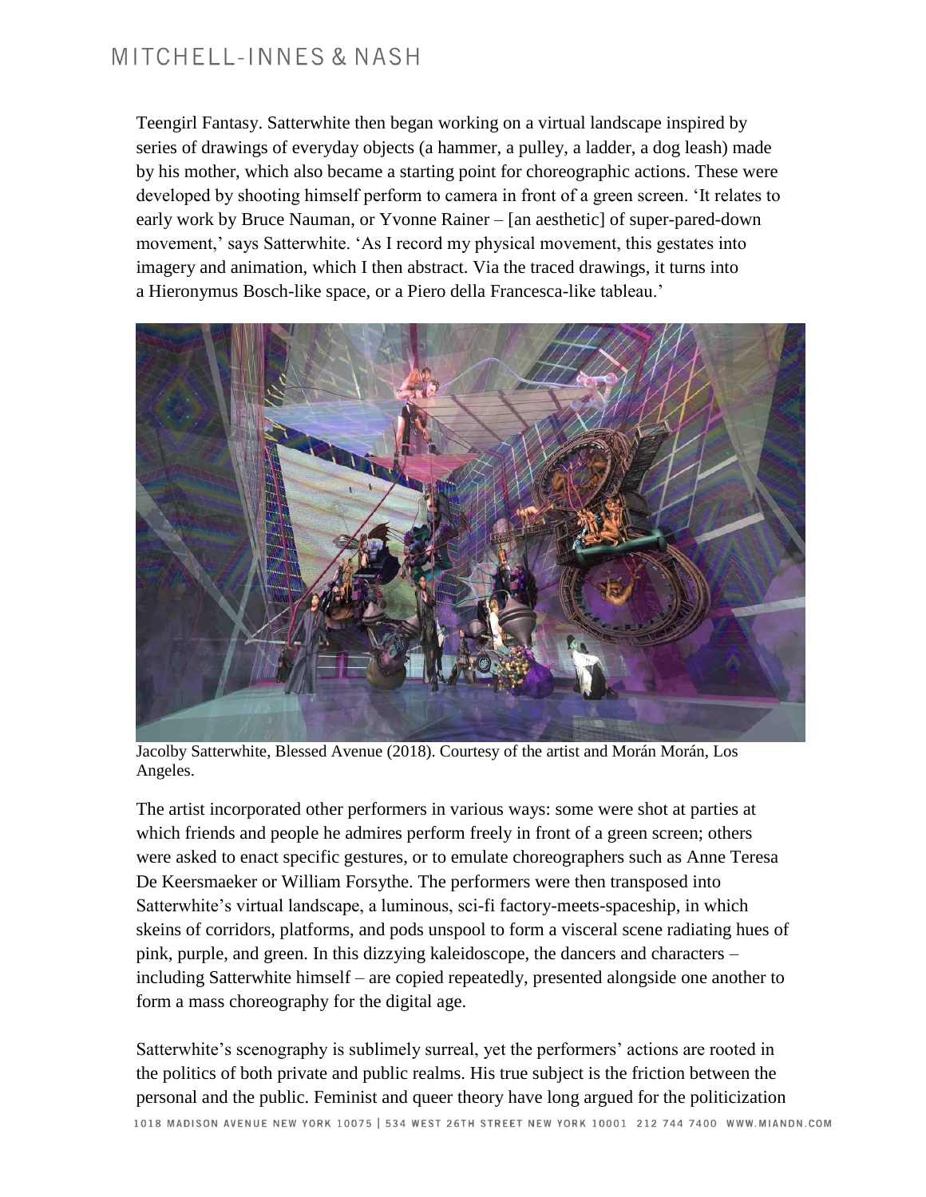Teengirl Fantasy. Satterwhite then began working on a virtual landscape inspired by series of drawings of everyday objects (a hammer, a pulley, a ladder, a dog leash) made by his mother, which also became a starting point for choreographic actions. These were developed by shooting himself perform to camera in front of a green screen. 'It relates to early work by Bruce Nauman, or Yvonne Rainer – [an aesthetic] of super-pared-down movement,' says Satterwhite. 'As I record my physical movement, this gestates into imagery and animation, which I then abstract. Via the traced drawings, it turns into a Hieronymus Bosch-like space, or a Piero della Francesca-like tableau.'

Jacolby Satterwhite, Blessed Avenue (2018). Courtesy of the artist and Morán Morán, Los Angeles.

The artist incorporated other performers in various ways: some were shot at parties at which friends and people he admires perform freely in front of a green screen; others were asked to enact specific gestures, or to emulate choreographers such as Anne Teresa De Keersmaeker or William Forsythe. The performers were then transposed into Satterwhite's virtual landscape, a luminous, sci-fi factory-meets-spaceship, in which skeins of corridors, platforms, and pods unspool to form a visceral scene radiating hues of pink, purple, and green. In this dizzying kaleidoscope, the dancers and characters – including Satterwhite himself – are copied repeatedly, presented alongside one another to form a mass choreography for the digital age.

Satterwhite's scenography is sublimely surreal, yet the performers' actions are rooted in the politics of both private and public realms. His true subject is the friction between the personal and the public. Feminist and queer theory have long argued for the politicization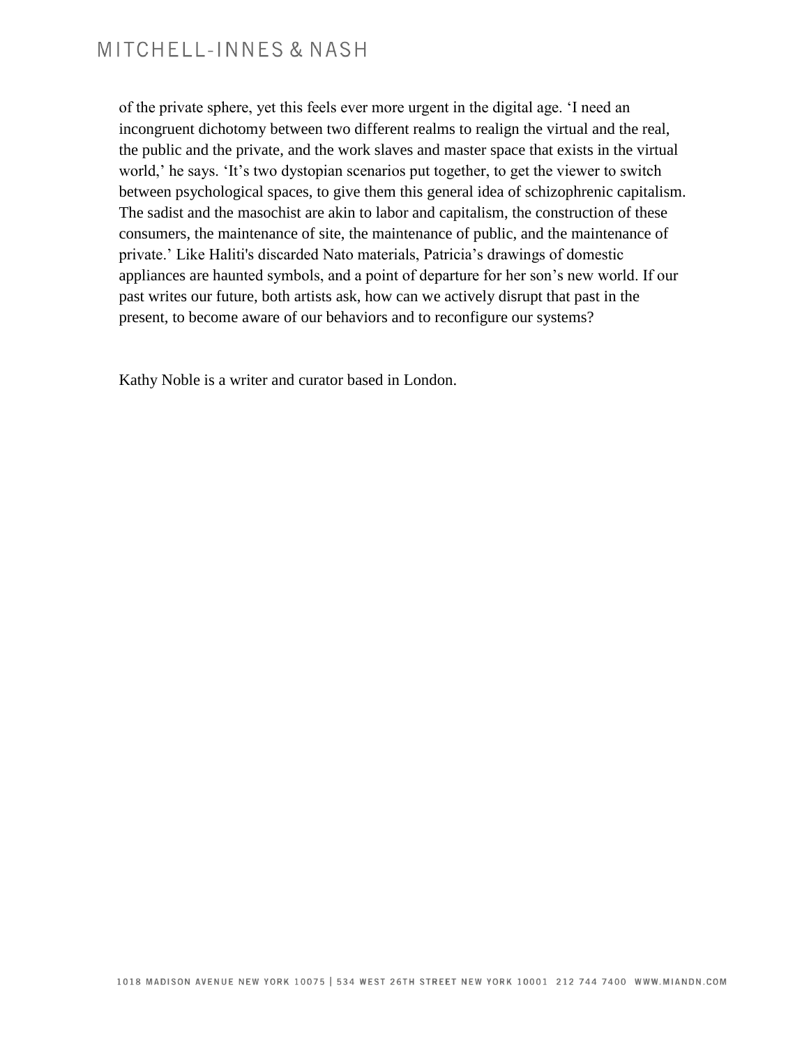of the private sphere, yet this feels ever more urgent in the digital age. 'I need an incongruent dichotomy between two different realms to realign the virtual and the real, the public and the private, and the work slaves and master space that exists in the virtual world,' he says. 'It's two dystopian scenarios put together, to get the viewer to switch between psychological spaces, to give them this general idea of schizophrenic capitalism. The sadist and the masochist are akin to labor and capitalism, the construction of these consumers, the maintenance of site, the maintenance of public, and the maintenance of private.' Like Haliti's discarded Nato materials, Patricia's drawings of domestic appliances are haunted symbols, and a point of departure for her son's new world. If our past writes our future, both artists ask, how can we actively disrupt that past in the present, to become aware of our behaviors and to reconfigure our systems?

Kathy Noble is a writer and curator based in London.